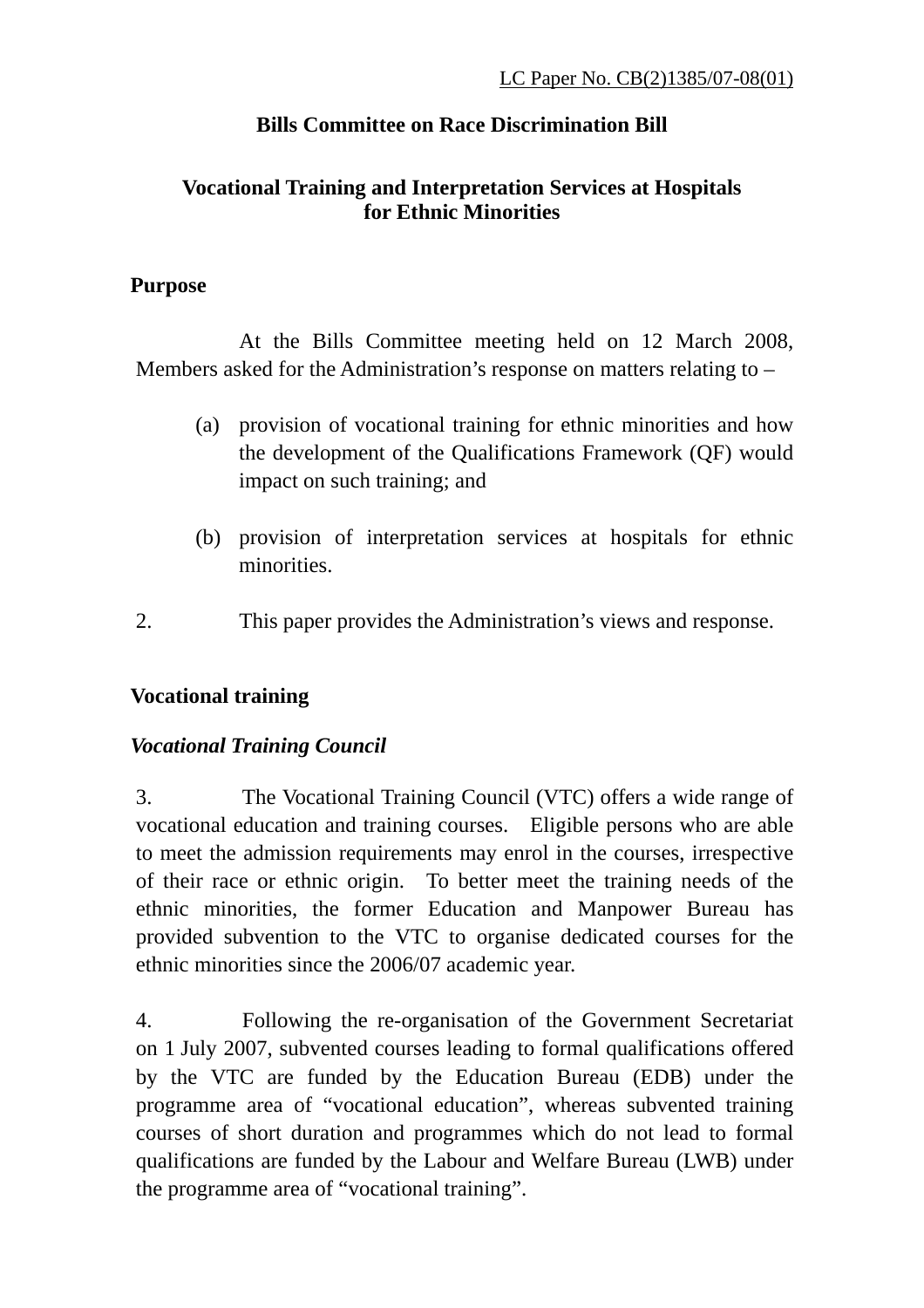LC Paper No. CB(2)1385/07-08(01)

# Bills Committee on Race Discrimination Bill

## Vocational Training and Interpretation Services at Hospitals for Ethnic Minorities

### Purpose

At the Bills Committee meeting held on 12 March 2008, Members asked for the Administration's response on matters relating to –

(a) provision of vocational training for ethnic minorities and how the development of the Qualifications Framework (QF) would impact on such training; and

(b) provision of interpretation services at hospitals for ethnic minorities.

2. This paper provides the Administration's views and response.

### Vocational training

#### *Vocational Training Council*

3. The Vocational Training Council (VTC) offers a wide range of vocational education and training courses. Eligible persons who are able to meet the admission requirements may enrol in the courses, irrespective of their race or ethnic origin. To better meet the training needs of the ethnic minorities, the former Education and Manpower Bureau has provided subvention to the VTC to organise dedicated courses for the ethnic minorities since the 2006/07 academic year.

4. Following the re-organisation of the Government Secretariat on 1 July 2007, subvented courses leading to formal qualifications offered by the VTC are funded by the Education Bureau (EDB) under the programme area of "vocational education", whereas subvented training courses of short duration and programmes which do not lead to formal qualifications are funded by the Labour and Welfare Bureau (LWB) under the programme area of "vocational training".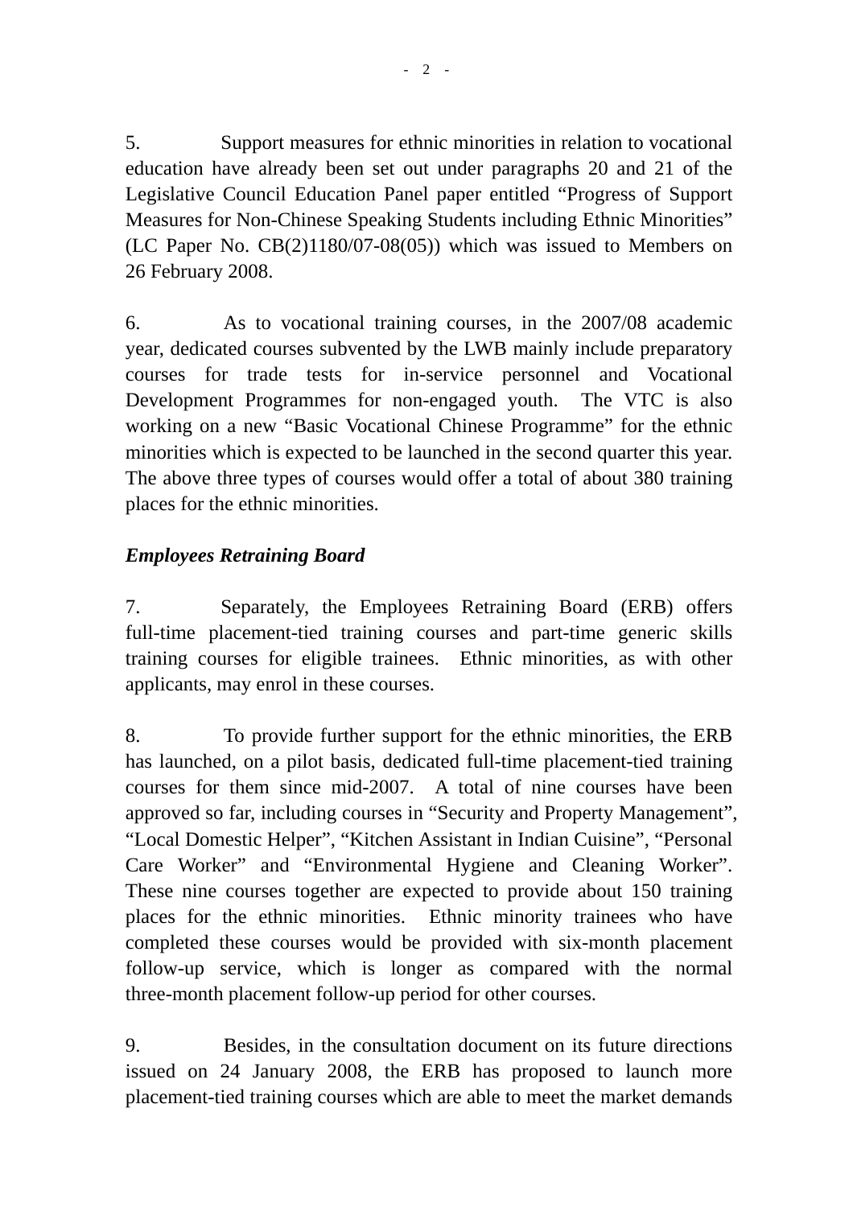5. Support measures for ethnic minorities in relation to vocational education have already been set out under paragraphs 20 and 21 of the Legislative Council Education Panel paper entitled "Progress of Support Measures for Non-Chinese Speaking Students including Ethnic Minorities" (LC Paper No. CB(2)1180/07-08(05)) which was issued to Members on 26 February 2008.

6. As to vocational training courses, in the 2007/08 academic year, dedicated courses subvented by the LWB mainly include preparatory courses for trade tests for in-service personnel and Vocational Development Programmes for non-engaged youth. The VTC is also working on a new "Basic Vocational Chinese Programme" for the ethnic minorities which is expected to be launched in the second quarter this year. The above three types of courses would offer a total of about 380 training places for the ethnic minorities.

***Employees Retraining Board***

7. Separately, the Employees Retraining Board (ERB) offers full-time placement-tied training courses and part-time generic skills training courses for eligible trainees. Ethnic minorities, as with other applicants, may enrol in these courses.

8. To provide further support for the ethnic minorities, the ERB has launched, on a pilot basis, dedicated full-time placement-tied training courses for them since mid-2007. A total of nine courses have been approved so far, including courses in "Security and Property Management", "Local Domestic Helper", "Kitchen Assistant in Indian Cuisine", "Personal Care Worker" and "Environmental Hygiene and Cleaning Worker". These nine courses together are expected to provide about 150 training places for the ethnic minorities. Ethnic minority trainees who have completed these courses would be provided with six-month placement follow-up service, which is longer as compared with the normal three-month placement follow-up period for other courses.

9. Besides, in the consultation document on its future directions issued on 24 January 2008, the ERB has proposed to launch more placement-tied training courses which are able to meet the market demands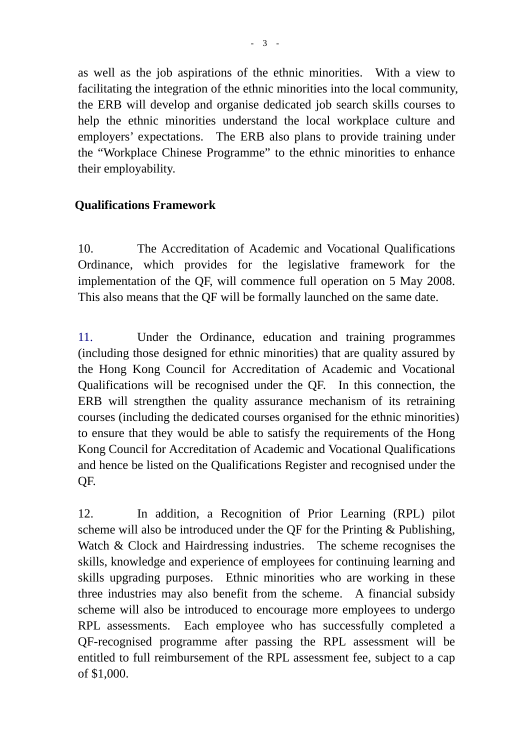as well as the job aspirations of the ethnic minorities. With a view to facilitating the integration of the ethnic minorities into the local community, the ERB will develop and organise dedicated job search skills courses to help the ethnic minorities understand the local workplace culture and employers' expectations. The ERB also plans to provide training under the "Workplace Chinese Programme" to the ethnic minorities to enhance their employability.

**Qualifications Framework**

10. The Accreditation of Academic and Vocational Qualifications Ordinance, which provides for the legislative framework for the implementation of the QF, will commence full operation on 5 May 2008. This also means that the QF will be formally launched on the same date.

11. Under the Ordinance, education and training programmes (including those designed for ethnic minorities) that are quality assured by the Hong Kong Council for Accreditation of Academic and Vocational Qualifications will be recognised under the QF. In this connection, the ERB will strengthen the quality assurance mechanism of its retraining courses (including the dedicated courses organised for the ethnic minorities) to ensure that they would be able to satisfy the requirements of the Hong Kong Council for Accreditation of Academic and Vocational Qualifications and hence be listed on the Qualifications Register and recognised under the QF.

12. In addition, a Recognition of Prior Learning (RPL) pilot scheme will also be introduced under the QF for the Printing & Publishing, Watch & Clock and Hairdressing industries. The scheme recognises the skills, knowledge and experience of employees for continuing learning and skills upgrading purposes. Ethnic minorities who are working in these three industries may also benefit from the scheme. A financial subsidy scheme will also be introduced to encourage more employees to undergo RPL assessments. Each employee who has successfully completed a QF-recognised programme after passing the RPL assessment will be entitled to full reimbursement of the RPL assessment fee, subject to a cap of $1,000.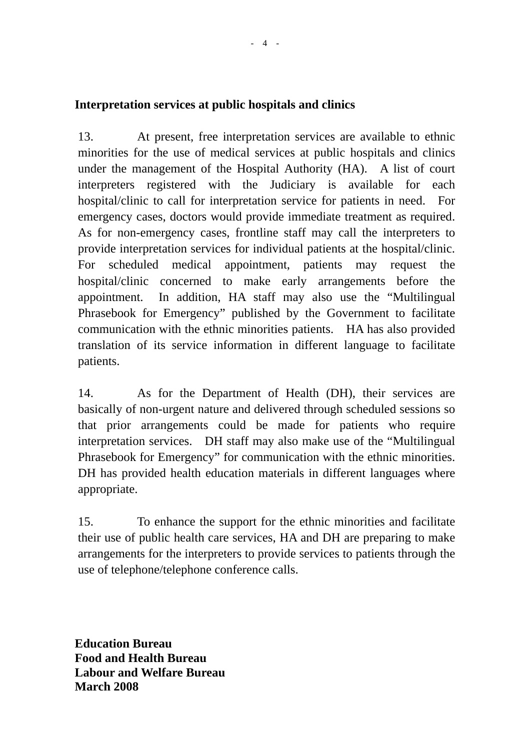**Interpretation services at public hospitals and clinics**

13. At present, free interpretation services are available to ethnic minorities for the use of medical services at public hospitals and clinics under the management of the Hospital Authority (HA). A list of court interpreters registered with the Judiciary is available for each hospital/clinic to call for interpretation service for patients in need. For emergency cases, doctors would provide immediate treatment as required. As for non-emergency cases, frontline staff may call the interpreters to provide interpretation services for individual patients at the hospital/clinic. For scheduled medical appointment, patients may request the hospital/clinic concerned to make early arrangements before the appointment. In addition, HA staff may also use the "Multilingual Phrasebook for Emergency" published by the Government to facilitate communication with the ethnic minorities patients. HA has also provided translation of its service information in different language to facilitate patients.

14. As for the Department of Health (DH), their services are basically of non-urgent nature and delivered through scheduled sessions so that prior arrangements could be made for patients who require interpretation services. DH staff may also make use of the "Multilingual Phrasebook for Emergency" for communication with the ethnic minorities. DH has provided health education materials in different languages where appropriate.

15. To enhance the support for the ethnic minorities and facilitate their use of public health care services, HA and DH are preparing to make arrangements for the interpreters to provide services to patients through the use of telephone/telephone conference calls.

**Education Bureau**
**Food and Health Bureau**
**Labour and Welfare Bureau**
**March 2008**